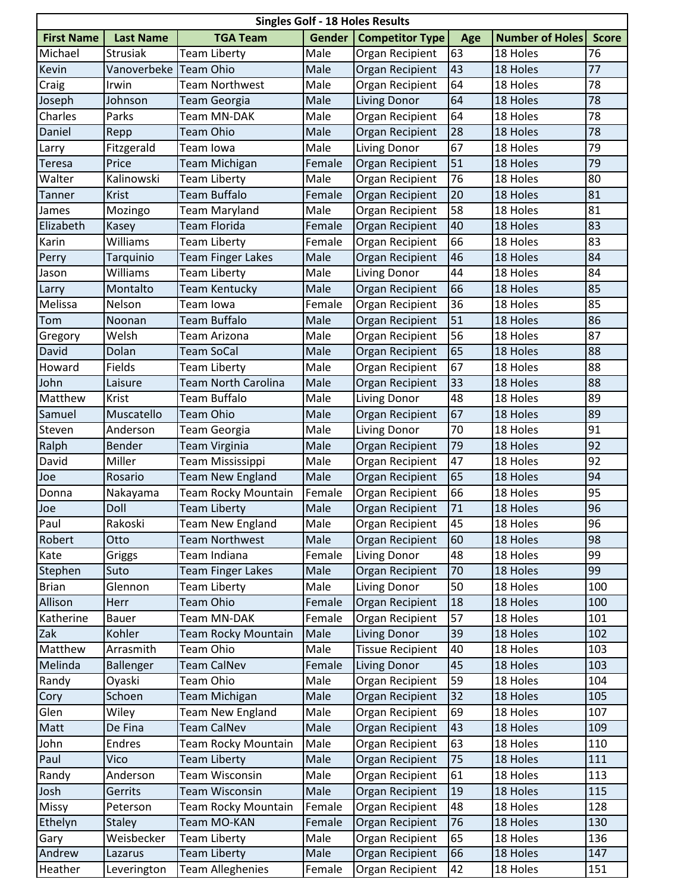**Singles Golf - 18 Holes Results**

| First Name | Last Name | TGA Team | Gender | Competitor Type | Age | Number of Holes | Score |
|---|---|---|---|---|---|---|---|
| Michael | Strusiak | Team Liberty | Male | Organ Recipient | 63 | 18 Holes | 76 |
| Kevin | Vanoverbeke | Team Ohio | Male | Organ Recipient | 43 | 18 Holes | 77 |
| Craig | Irwin | Team Northwest | Male | Organ Recipient | 64 | 18 Holes | 78 |
| Joseph | Johnson | Team Georgia | Male | Living Donor | 64 | 18 Holes | 78 |
| Charles | Parks | Team MN-DAK | Male | Organ Recipient | 64 | 18 Holes | 78 |
| Daniel | Repp | Team Ohio | Male | Organ Recipient | 28 | 18 Holes | 78 |
| Larry | Fitzgerald | Team Iowa | Male | Living Donor | 67 | 18 Holes | 79 |
| Teresa | Price | Team Michigan | Female | Organ Recipient | 51 | 18 Holes | 79 |
| Walter | Kalinowski | Team Liberty | Male | Organ Recipient | 76 | 18 Holes | 80 |
| Tanner | Krist | Team Buffalo | Female | Organ Recipient | 20 | 18 Holes | 81 |
| James | Mozingo | Team Maryland | Male | Organ Recipient | 58 | 18 Holes | 81 |
| Elizabeth | Kasey | Team Florida | Female | Organ Recipient | 40 | 18 Holes | 83 |
| Karin | Williams | Team Liberty | Female | Organ Recipient | 66 | 18 Holes | 83 |
| Perry | Tarquinio | Team Finger Lakes | Male | Organ Recipient | 46 | 18 Holes | 84 |
| Jason | Williams | Team Liberty | Male | Living Donor | 44 | 18 Holes | 84 |
| Larry | Montalto | Team Kentucky | Male | Organ Recipient | 66 | 18 Holes | 85 |
| Melissa | Nelson | Team Iowa | Female | Organ Recipient | 36 | 18 Holes | 85 |
| Tom | Noonan | Team Buffalo | Male | Organ Recipient | 51 | 18 Holes | 86 |
| Gregory | Welsh | Team Arizona | Male | Organ Recipient | 56 | 18 Holes | 87 |
| David | Dolan | Team SoCal | Male | Organ Recipient | 65 | 18 Holes | 88 |
| Howard | Fields | Team Liberty | Male | Organ Recipient | 67 | 18 Holes | 88 |
| John | Laisure | Team North Carolina | Male | Organ Recipient | 33 | 18 Holes | 88 |
| Matthew | Krist | Team Buffalo | Male | Living Donor | 48 | 18 Holes | 89 |
| Samuel | Muscatello | Team Ohio | Male | Organ Recipient | 67 | 18 Holes | 89 |
| Steven | Anderson | Team Georgia | Male | Living Donor | 70 | 18 Holes | 91 |
| Ralph | Bender | Team Virginia | Male | Organ Recipient | 79 | 18 Holes | 92 |
| David | Miller | Team Mississippi | Male | Organ Recipient | 47 | 18 Holes | 92 |
| Joe | Rosario | Team New England | Male | Organ Recipient | 65 | 18 Holes | 94 |
| Donna | Nakayama | Team Rocky Mountain | Female | Organ Recipient | 66 | 18 Holes | 95 |
| Joe | Doll | Team Liberty | Male | Organ Recipient | 71 | 18 Holes | 96 |
| Paul | Rakoski | Team New England | Male | Organ Recipient | 45 | 18 Holes | 96 |
| Robert | Otto | Team Northwest | Male | Organ Recipient | 60 | 18 Holes | 98 |
| Kate | Griggs | Team Indiana | Female | Living Donor | 48 | 18 Holes | 99 |
| Stephen | Suto | Team Finger Lakes | Male | Organ Recipient | 70 | 18 Holes | 99 |
| Brian | Glennon | Team Liberty | Male | Living Donor | 50 | 18 Holes | 100 |
| Allison | Herr | Team Ohio | Female | Organ Recipient | 18 | 18 Holes | 100 |
| Katherine | Bauer | Team MN-DAK | Female | Organ Recipient | 57 | 18 Holes | 101 |
| Zak | Kohler | Team Rocky Mountain | Male | Living Donor | 39 | 18 Holes | 102 |
| Matthew | Arrasmith | Team Ohio | Male | Tissue Recipient | 40 | 18 Holes | 103 |
| Melinda | Ballenger | Team CalNev | Female | Living Donor | 45 | 18 Holes | 103 |
| Randy | Oyaski | Team Ohio | Male | Organ Recipient | 59 | 18 Holes | 104 |
| Cory | Schoen | Team Michigan | Male | Organ Recipient | 32 | 18 Holes | 105 |
| Glen | Wiley | Team New England | Male | Organ Recipient | 69 | 18 Holes | 107 |
| Matt | De Fina | Team CalNev | Male | Organ Recipient | 43 | 18 Holes | 109 |
| John | Endres | Team Rocky Mountain | Male | Organ Recipient | 63 | 18 Holes | 110 |
| Paul | Vico | Team Liberty | Male | Organ Recipient | 75 | 18 Holes | 111 |
| Randy | Anderson | Team Wisconsin | Male | Organ Recipient | 61 | 18 Holes | 113 |
| Josh | Gerrits | Team Wisconsin | Male | Organ Recipient | 19 | 18 Holes | 115 |
| Missy | Peterson | Team Rocky Mountain | Female | Organ Recipient | 48 | 18 Holes | 128 |
| Ethelyn | Staley | Team MO-KAN | Female | Organ Recipient | 76 | 18 Holes | 130 |
| Gary | Weisbecker | Team Liberty | Male | Organ Recipient | 65 | 18 Holes | 136 |
| Andrew | Lazarus | Team Liberty | Male | Organ Recipient | 66 | 18 Holes | 147 |
| Heather | Leverington | Team Allegheníes | Female | Organ Recipient | 42 | 18 Holes | 151 |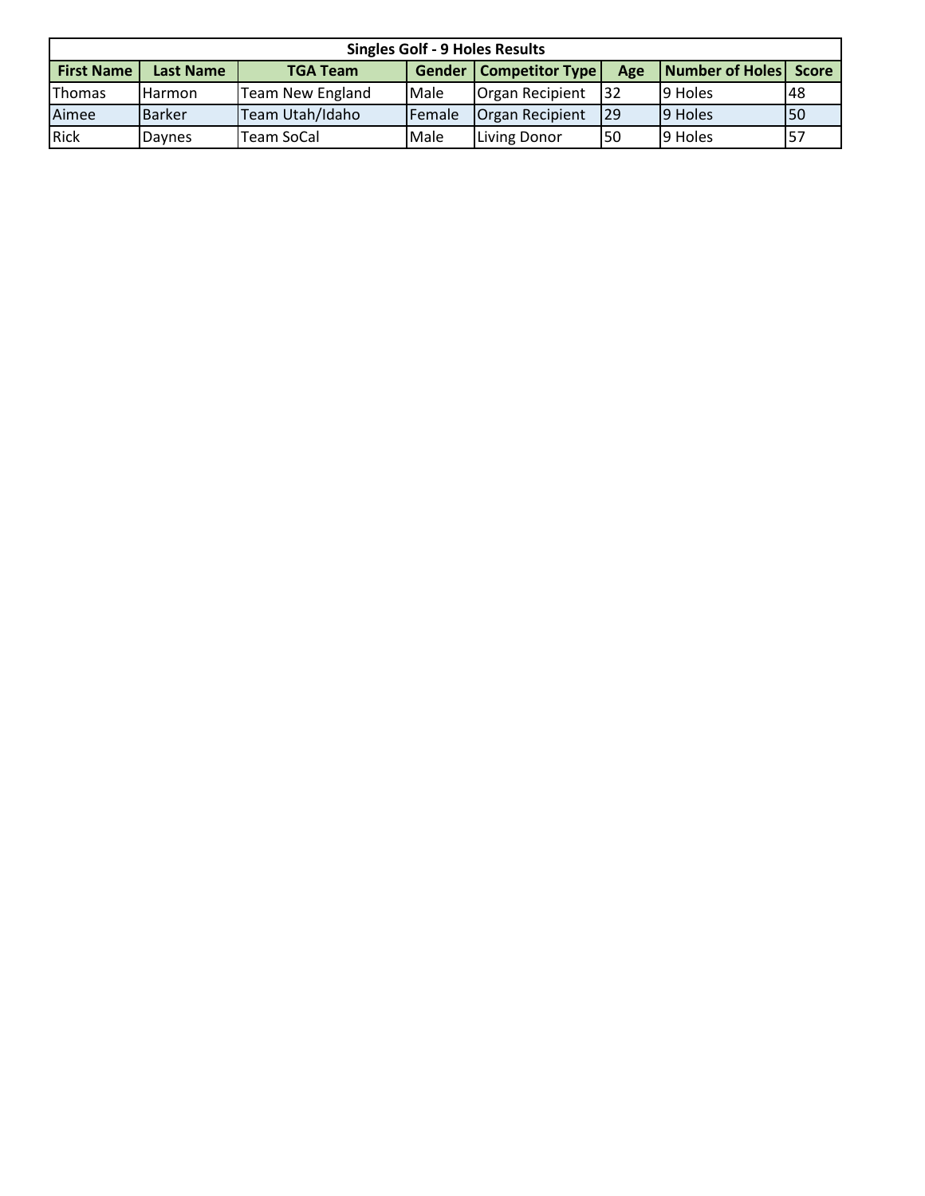| Singles Golf - 9 Holes Results | | | | | | | |
|---|---|---|---|---|---|---|---|
| **First Name** | **Last Name** | **TGA Team** | **Gender** | **Competitor Type** | **Age** | **Number of Holes** | **Score** |
| Thomas | Harmon | Team New England | Male | Organ Recipient | 32 | 9 Holes | 48 |
| Aimee | Barker | Team Utah/Idaho | Female | Organ Recipient | 29 | 9 Holes | 50 |
| Rick | Daynes | Team SoCal | Male | Living Donor | 50 | 9 Holes | 57 |